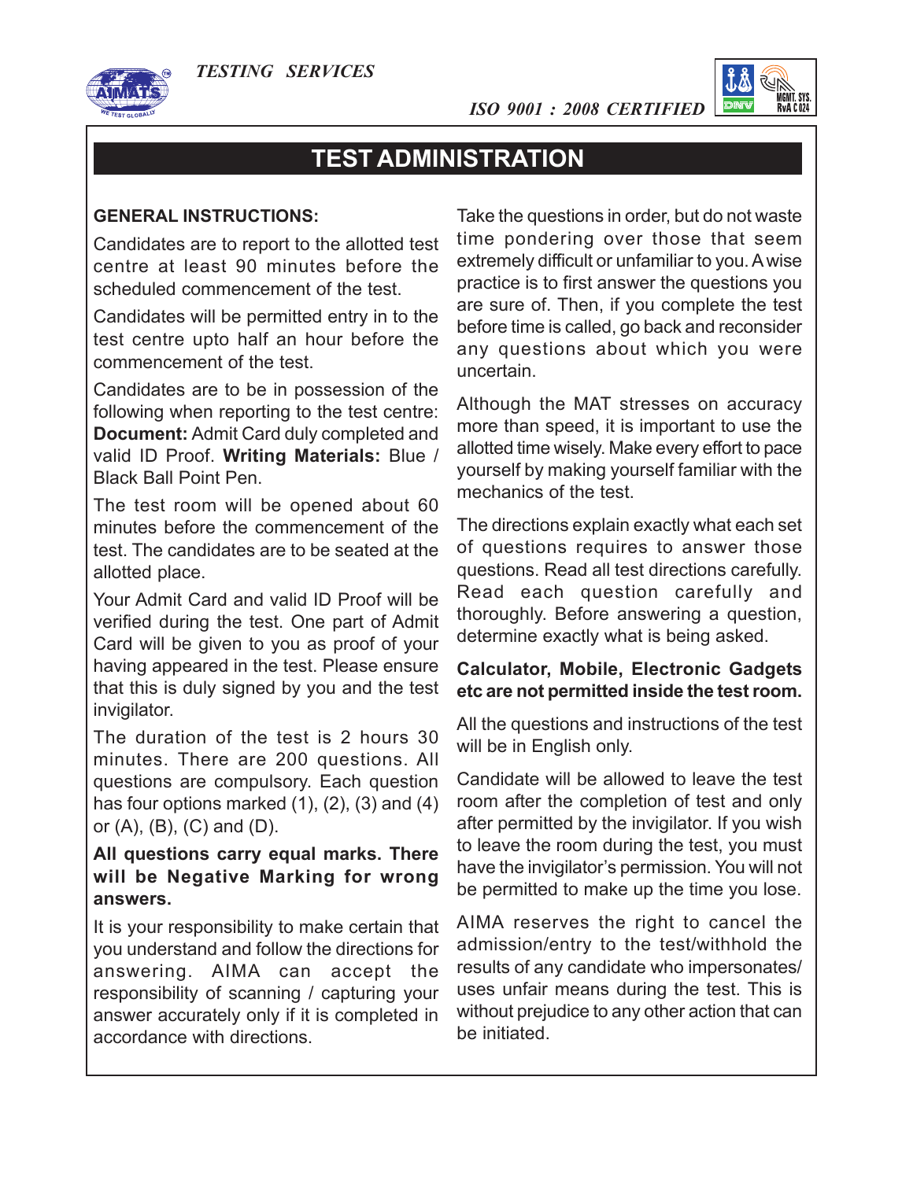TESTING SERVICES

ISO 9001 : 2008 CERTIFIED

# TEST ADMINISTRATION

**GENERAL INSTRUCTIONS:**

Candidates are to report to the allotted test centre at least 90 minutes before the scheduled commencement of the test.

Candidates will be permitted entry in to the test centre upto half an hour before the commencement of the test.

Candidates are to be in possession of the following when reporting to the test centre: **Document:** Admit Card duly completed and valid ID Proof. **Writing Materials:** Blue / Black Ball Point Pen.

The test room will be opened about 60 minutes before the commencement of the test. The candidates are to be seated at the allotted place.

Your Admit Card and valid ID Proof will be verified during the test. One part of Admit Card will be given to you as proof of your having appeared in the test. Please ensure that this is duly signed by you and the test invigilator.

The duration of the test is 2 hours 30 minutes. There are 200 questions. All questions are compulsory. Each question has four options marked (1), (2), (3) and (4) or (A), (B), (C) and (D).

**All questions carry equal marks. There will be Negative Marking for wrong answers.**

It is your responsibility to make certain that you understand and follow the directions for answering. AIMA can accept the responsibility of scanning / capturing your answer accurately only if it is completed in accordance with directions.

Take the questions in order, but do not waste time pondering over those that seem extremely difficult or unfamiliar to you. A wise practice is to first answer the questions you are sure of. Then, if you complete the test before time is called, go back and reconsider any questions about which you were uncertain.

Although the MAT stresses on accuracy more than speed, it is important to use the allotted time wisely. Make every effort to pace yourself by making yourself familiar with the mechanics of the test.

The directions explain exactly what each set of questions requires to answer those questions. Read all test directions carefully. Read each question carefully and thoroughly. Before answering a question, determine exactly what is being asked.

**Calculator, Mobile, Electronic Gadgets etc are not permitted inside the test room.**

All the questions and instructions of the test will be in English only.

Candidate will be allowed to leave the test room after the completion of test and only after permitted by the invigilator. If you wish to leave the room during the test, you must have the invigilator's permission. You will not be permitted to make up the time you lose.

AIMA reserves the right to cancel the admission/entry to the test/withhold the results of any candidate who impersonates/ uses unfair means during the test. This is without prejudice to any other action that can be initiated.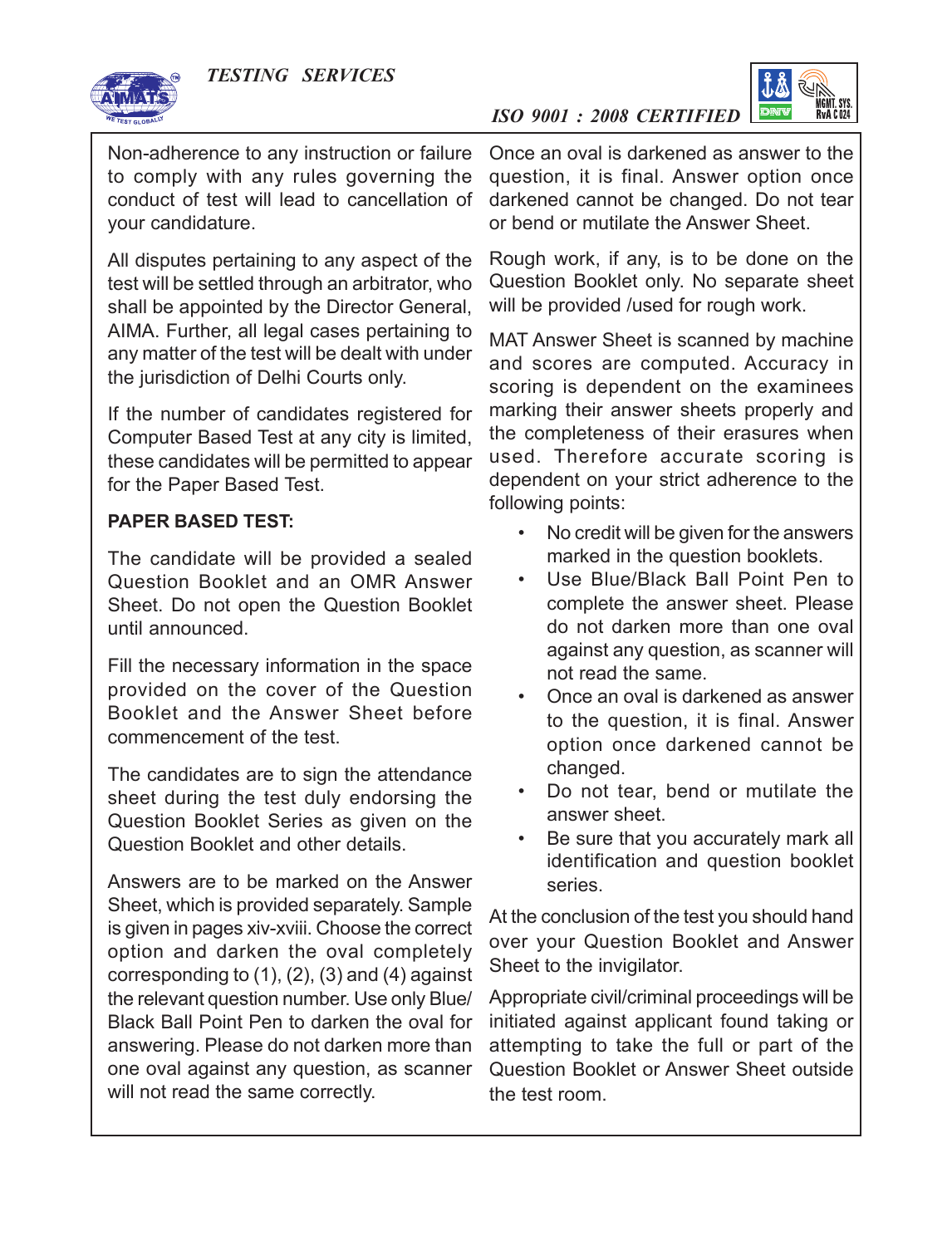Non-adherence to any instruction or failure to comply with any rules governing the conduct of test will lead to cancellation of your candidature.

All disputes pertaining to any aspect of the test will be settled through an arbitrator, who shall be appointed by the Director General, AIMA. Further, all legal cases pertaining to any matter of the test will be dealt with under the jurisdiction of Delhi Courts only.

If the number of candidates registered for Computer Based Test at any city is limited, these candidates will be permitted to appear for the Paper Based Test.

**PAPER BASED TEST:**

The candidate will be provided a sealed Question Booklet and an OMR Answer Sheet. Do not open the Question Booklet until announced.

Fill the necessary information in the space provided on the cover of the Question Booklet and the Answer Sheet before commencement of the test.

The candidates are to sign the attendance sheet during the test duly endorsing the Question Booklet Series as given on the Question Booklet and other details.

Answers are to be marked on the Answer Sheet, which is provided separately. Sample is given in pages xiv-xviii. Choose the correct option and darken the oval completely corresponding to (1), (2), (3) and (4) against the relevant question number. Use only Blue/Black Ball Point Pen to darken the oval for answering. Please do not darken more than one oval against any question, as scanner will not read the same correctly.

Once an oval is darkened as answer to the question, it is final. Answer option once darkened cannot be changed. Do not tear or bend or mutilate the Answer Sheet.

Rough work, if any, is to be done on the Question Booklet only. No separate sheet will be provided /used for rough work.

MAT Answer Sheet is scanned by machine and scores are computed. Accuracy in scoring is dependent on the examinees marking their answer sheets properly and the completeness of their erasures when used. Therefore accurate scoring is dependent on your strict adherence to the following points:

- No credit will be given for the answers marked in the question booklets.
- Use Blue/Black Ball Point Pen to complete the answer sheet. Please do not darken more than one oval against any question, as scanner will not read the same.
- Once an oval is darkened as answer to the question, it is final. Answer option once darkened cannot be changed.
- Do not tear, bend or mutilate the answer sheet.
- Be sure that you accurately mark all identification and question booklet series.

At the conclusion of the test you should hand over your Question Booklet and Answer Sheet to the invigilator.

Appropriate civil/criminal proceedings will be initiated against applicant found taking or attempting to take the full or part of the Question Booklet or Answer Sheet outside the test room.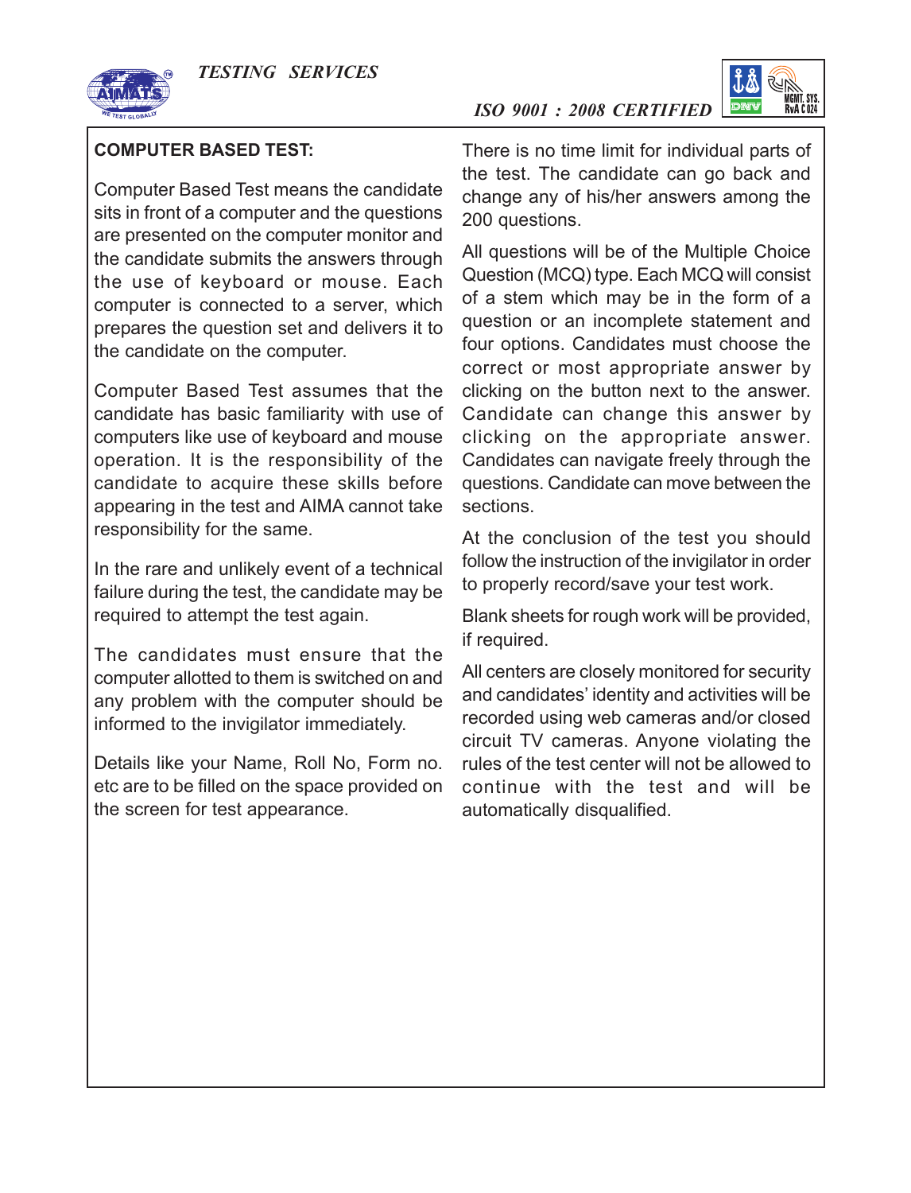## COMPUTER BASED TEST:

Computer Based Test means the candidate sits in front of a computer and the questions are presented on the computer monitor and the candidate submits the answers through the use of keyboard or mouse. Each computer is connected to a server, which prepares the question set and delivers it to the candidate on the computer.

Computer Based Test assumes that the candidate has basic familiarity with use of computers like use of keyboard and mouse operation. It is the responsibility of the candidate to acquire these skills before appearing in the test and AIMA cannot take responsibility for the same.

In the rare and unlikely event of a technical failure during the test, the candidate may be required to attempt the test again.

The candidates must ensure that the computer allotted to them is switched on and any problem with the computer should be informed to the invigilator immediately.

Details like your Name, Roll No, Form no. etc are to be filled on the space provided on the screen for test appearance.

There is no time limit for individual parts of the test. The candidate can go back and change any of his/her answers among the 200 questions.

All questions will be of the Multiple Choice Question (MCQ) type. Each MCQ will consist of a stem which may be in the form of a question or an incomplete statement and four options. Candidates must choose the correct or most appropriate answer by clicking on the button next to the answer. Candidate can change this answer by clicking on the appropriate answer. Candidates can navigate freely through the questions. Candidate can move between the sections.

At the conclusion of the test you should follow the instruction of the invigilator in order to properly record/save your test work.

Blank sheets for rough work will be provided, if required.

All centers are closely monitored for security and candidates' identity and activities will be recorded using web cameras and/or closed circuit TV cameras. Anyone violating the rules of the test center will not be allowed to continue with the test and will be automatically disqualified.